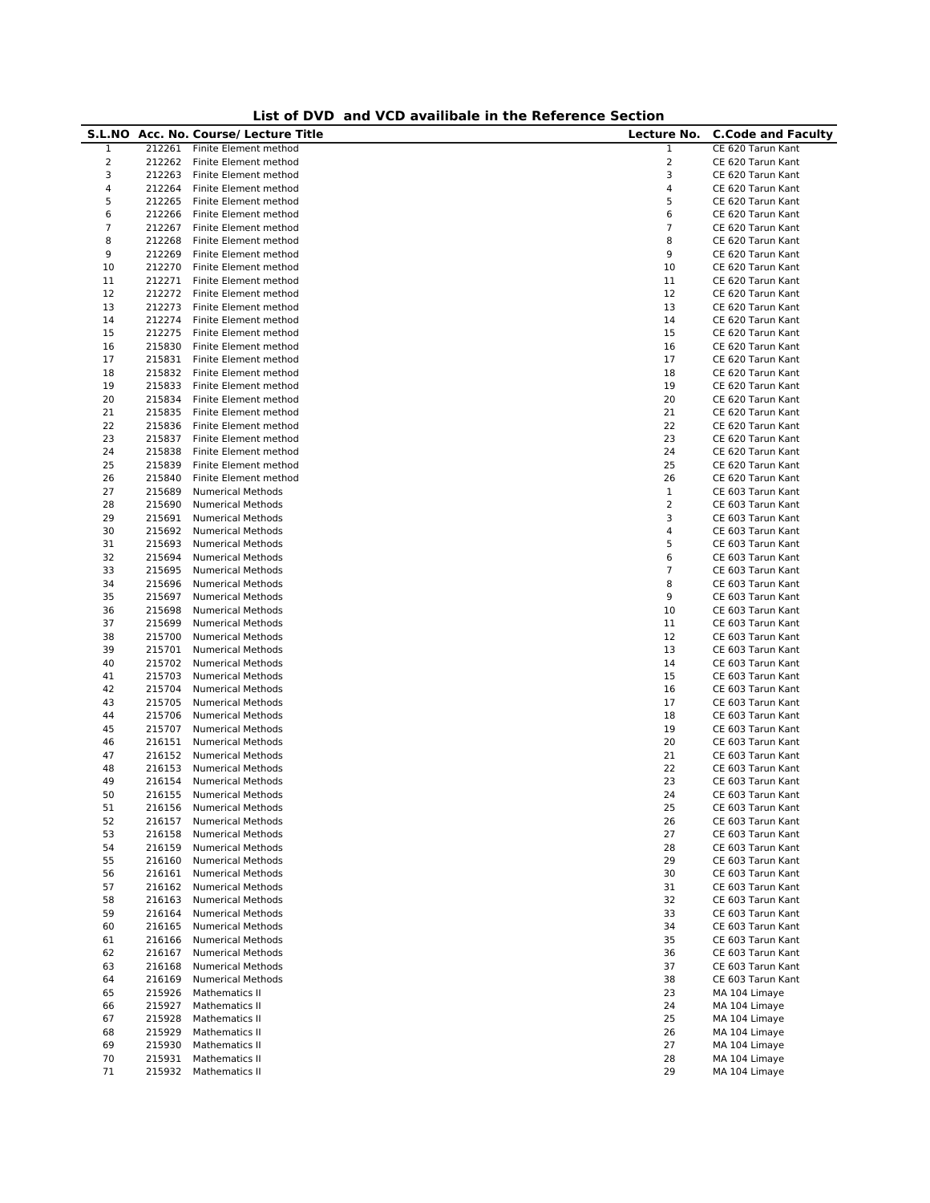**List of DVD and VCD availibale in the Reference Section**

| S.L.NO | Acc. No. | Course/ Lecture Title | Lecture No. | C.Code and Faculty |
|---|---|---|---|---|
| 1 | 212261 | Finite Element method | 1 | CE 620 Tarun Kant |
| 2 | 212262 | Finite Element method | 2 | CE 620 Tarun Kant |
| 3 | 212263 | Finite Element method | 3 | CE 620 Tarun Kant |
| 4 | 212264 | Finite Element method | 4 | CE 620 Tarun Kant |
| 5 | 212265 | Finite Element method | 5 | CE 620 Tarun Kant |
| 6 | 212266 | Finite Element method | 6 | CE 620 Tarun Kant |
| 7 | 212267 | Finite Element method | 7 | CE 620 Tarun Kant |
| 8 | 212268 | Finite Element method | 8 | CE 620 Tarun Kant |
| 9 | 212269 | Finite Element method | 9 | CE 620 Tarun Kant |
| 10 | 212270 | Finite Element method | 10 | CE 620 Tarun Kant |
| 11 | 212271 | Finite Element method | 11 | CE 620 Tarun Kant |
| 12 | 212272 | Finite Element method | 12 | CE 620 Tarun Kant |
| 13 | 212273 | Finite Element method | 13 | CE 620 Tarun Kant |
| 14 | 212274 | Finite Element method | 14 | CE 620 Tarun Kant |
| 15 | 212275 | Finite Element method | 15 | CE 620 Tarun Kant |
| 16 | 215830 | Finite Element method | 16 | CE 620 Tarun Kant |
| 17 | 215831 | Finite Element method | 17 | CE 620 Tarun Kant |
| 18 | 215832 | Finite Element method | 18 | CE 620 Tarun Kant |
| 19 | 215833 | Finite Element method | 19 | CE 620 Tarun Kant |
| 20 | 215834 | Finite Element method | 20 | CE 620 Tarun Kant |
| 21 | 215835 | Finite Element method | 21 | CE 620 Tarun Kant |
| 22 | 215836 | Finite Element method | 22 | CE 620 Tarun Kant |
| 23 | 215837 | Finite Element method | 23 | CE 620 Tarun Kant |
| 24 | 215838 | Finite Element method | 24 | CE 620 Tarun Kant |
| 25 | 215839 | Finite Element method | 25 | CE 620 Tarun Kant |
| 26 | 215840 | Finite Element method | 26 | CE 620 Tarun Kant |
| 27 | 215689 | Numerical Methods | 1 | CE 603 Tarun Kant |
| 28 | 215690 | Numerical Methods | 2 | CE 603 Tarun Kant |
| 29 | 215691 | Numerical Methods | 3 | CE 603 Tarun Kant |
| 30 | 215692 | Numerical Methods | 4 | CE 603 Tarun Kant |
| 31 | 215693 | Numerical Methods | 5 | CE 603 Tarun Kant |
| 32 | 215694 | Numerical Methods | 6 | CE 603 Tarun Kant |
| 33 | 215695 | Numerical Methods | 7 | CE 603 Tarun Kant |
| 34 | 215696 | Numerical Methods | 8 | CE 603 Tarun Kant |
| 35 | 215697 | Numerical Methods | 9 | CE 603 Tarun Kant |
| 36 | 215698 | Numerical Methods | 10 | CE 603 Tarun Kant |
| 37 | 215699 | Numerical Methods | 11 | CE 603 Tarun Kant |
| 38 | 215700 | Numerical Methods | 12 | CE 603 Tarun Kant |
| 39 | 215701 | Numerical Methods | 13 | CE 603 Tarun Kant |
| 40 | 215702 | Numerical Methods | 14 | CE 603 Tarun Kant |
| 41 | 215703 | Numerical Methods | 15 | CE 603 Tarun Kant |
| 42 | 215704 | Numerical Methods | 16 | CE 603 Tarun Kant |
| 43 | 215705 | Numerical Methods | 17 | CE 603 Tarun Kant |
| 44 | 215706 | Numerical Methods | 18 | CE 603 Tarun Kant |
| 45 | 215707 | Numerical Methods | 19 | CE 603 Tarun Kant |
| 46 | 216151 | Numerical Methods | 20 | CE 603 Tarun Kant |
| 47 | 216152 | Numerical Methods | 21 | CE 603 Tarun Kant |
| 48 | 216153 | Numerical Methods | 22 | CE 603 Tarun Kant |
| 49 | 216154 | Numerical Methods | 23 | CE 603 Tarun Kant |
| 50 | 216155 | Numerical Methods | 24 | CE 603 Tarun Kant |
| 51 | 216156 | Numerical Methods | 25 | CE 603 Tarun Kant |
| 52 | 216157 | Numerical Methods | 26 | CE 603 Tarun Kant |
| 53 | 216158 | Numerical Methods | 27 | CE 603 Tarun Kant |
| 54 | 216159 | Numerical Methods | 28 | CE 603 Tarun Kant |
| 55 | 216160 | Numerical Methods | 29 | CE 603 Tarun Kant |
| 56 | 216161 | Numerical Methods | 30 | CE 603 Tarun Kant |
| 57 | 216162 | Numerical Methods | 31 | CE 603 Tarun Kant |
| 58 | 216163 | Numerical Methods | 32 | CE 603 Tarun Kant |
| 59 | 216164 | Numerical Methods | 33 | CE 603 Tarun Kant |
| 60 | 216165 | Numerical Methods | 34 | CE 603 Tarun Kant |
| 61 | 216166 | Numerical Methods | 35 | CE 603 Tarun Kant |
| 62 | 216167 | Numerical Methods | 36 | CE 603 Tarun Kant |
| 63 | 216168 | Numerical Methods | 37 | CE 603 Tarun Kant |
| 64 | 216169 | Numerical Methods | 38 | CE 603 Tarun Kant |
| 65 | 215926 | Mathematics II | 23 | MA 104 Limaye |
| 66 | 215927 | Mathematics II | 24 | MA 104 Limaye |
| 67 | 215928 | Mathematics II | 25 | MA 104 Limaye |
| 68 | 215929 | Mathematics II | 26 | MA 104 Limaye |
| 69 | 215930 | Mathematics II | 27 | MA 104 Limaye |
| 70 | 215931 | Mathematics II | 28 | MA 104 Limaye |
| 71 | 215932 | Mathematics II | 29 | MA 104 Limaye |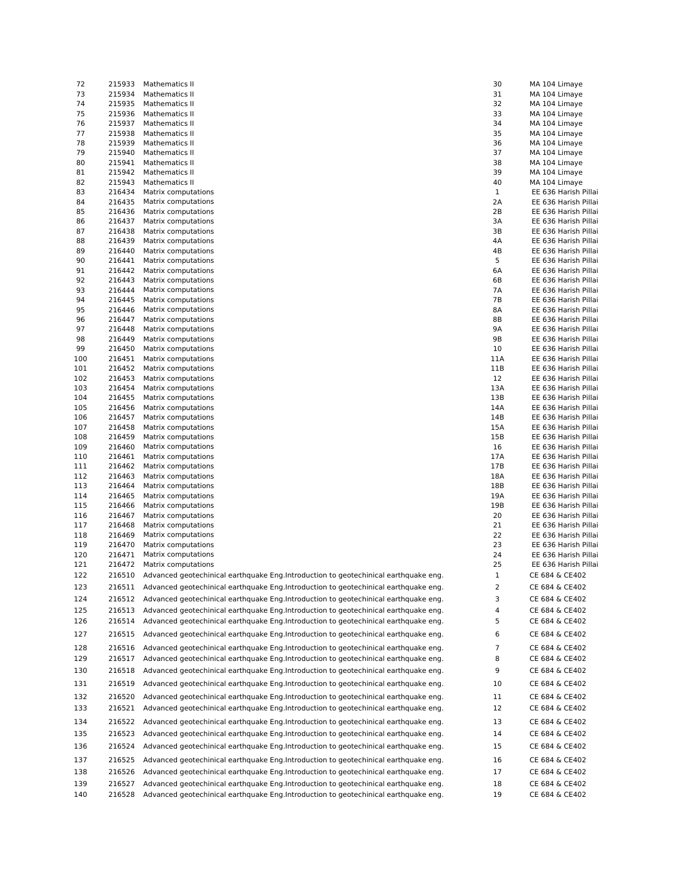| | | | | |
|---|---|---|---|---|
| 72 | 215933 | Mathematics II | 30 | MA 104 Limaye |
| 73 | 215934 | Mathematics II | 31 | MA 104 Limaye |
| 74 | 215935 | Mathematics II | 32 | MA 104 Limaye |
| 75 | 215936 | Mathematics II | 33 | MA 104 Limaye |
| 76 | 215937 | Mathematics II | 34 | MA 104 Limaye |
| 77 | 215938 | Mathematics II | 35 | MA 104 Limaye |
| 78 | 215939 | Mathematics II | 36 | MA 104 Limaye |
| 79 | 215940 | Mathematics II | 37 | MA 104 Limaye |
| 80 | 215941 | Mathematics II | 38 | MA 104 Limaye |
| 81 | 215942 | Mathematics II | 39 | MA 104 Limaye |
| 82 | 215943 | Mathematics II | 40 | MA 104 Limaye |
| 83 | 216434 | Matrix computations | 1 | EE 636 Harish Pillai |
| 84 | 216435 | Matrix computations | 2A | EE 636 Harish Pillai |
| 85 | 216436 | Matrix computations | 2B | EE 636 Harish Pillai |
| 86 | 216437 | Matrix computations | 3A | EE 636 Harish Pillai |
| 87 | 216438 | Matrix computations | 3B | EE 636 Harish Pillai |
| 88 | 216439 | Matrix computations | 4A | EE 636 Harish Pillai |
| 89 | 216440 | Matrix computations | 4B | EE 636 Harish Pillai |
| 90 | 216441 | Matrix computations | 5 | EE 636 Harish Pillai |
| 91 | 216442 | Matrix computations | 6A | EE 636 Harish Pillai |
| 92 | 216443 | Matrix computations | 6B | EE 636 Harish Pillai |
| 93 | 216444 | Matrix computations | 7A | EE 636 Harish Pillai |
| 94 | 216445 | Matrix computations | 7B | EE 636 Harish Pillai |
| 95 | 216446 | Matrix computations | 8A | EE 636 Harish Pillai |
| 96 | 216447 | Matrix computations | 8B | EE 636 Harish Pillai |
| 97 | 216448 | Matrix computations | 9A | EE 636 Harish Pillai |
| 98 | 216449 | Matrix computations | 9B | EE 636 Harish Pillai |
| 99 | 216450 | Matrix computations | 10 | EE 636 Harish Pillai |
| 100 | 216451 | Matrix computations | 11A | EE 636 Harish Pillai |
| 101 | 216452 | Matrix computations | 11B | EE 636 Harish Pillai |
| 102 | 216453 | Matrix computations | 12 | EE 636 Harish Pillai |
| 103 | 216454 | Matrix computations | 13A | EE 636 Harish Pillai |
| 104 | 216455 | Matrix computations | 13B | EE 636 Harish Pillai |
| 105 | 216456 | Matrix computations | 14A | EE 636 Harish Pillai |
| 106 | 216457 | Matrix computations | 14B | EE 636 Harish Pillai |
| 107 | 216458 | Matrix computations | 15A | EE 636 Harish Pillai |
| 108 | 216459 | Matrix computations | 15B | EE 636 Harish Pillai |
| 109 | 216460 | Matrix computations | 16 | EE 636 Harish Pillai |
| 110 | 216461 | Matrix computations | 17A | EE 636 Harish Pillai |
| 111 | 216462 | Matrix computations | 17B | EE 636 Harish Pillai |
| 112 | 216463 | Matrix computations | 18A | EE 636 Harish Pillai |
| 113 | 216464 | Matrix computations | 18B | EE 636 Harish Pillai |
| 114 | 216465 | Matrix computations | 19A | EE 636 Harish Pillai |
| 115 | 216466 | Matrix computations | 19B | EE 636 Harish Pillai |
| 116 | 216467 | Matrix computations | 20 | EE 636 Harish Pillai |
| 117 | 216468 | Matrix computations | 21 | EE 636 Harish Pillai |
| 118 | 216469 | Matrix computations | 22 | EE 636 Harish Pillai |
| 119 | 216470 | Matrix computations | 23 | EE 636 Harish Pillai |
| 120 | 216471 | Matrix computations | 24 | EE 636 Harish Pillai |
| 121 | 216472 | Matrix computations | 25 | EE 636 Harish Pillai |
| 122 | 216510 | Advanced geotechinical earthquake Eng.Introduction to geotechinical earthquake eng. | 1 | CE 684 & CE402 |
| 123 | 216511 | Advanced geotechinical earthquake Eng.Introduction to geotechinical earthquake eng. | 2 | CE 684 & CE402 |
| 124 | 216512 | Advanced geotechinical earthquake Eng.Introduction to geotechinical earthquake eng. | 3 | CE 684 & CE402 |
| 125 | 216513 | Advanced geotechinical earthquake Eng.Introduction to geotechinical earthquake eng. | 4 | CE 684 & CE402 |
| 126 | 216514 | Advanced geotechinical earthquake Eng.Introduction to geotechinical earthquake eng. | 5 | CE 684 & CE402 |
| 127 | 216515 | Advanced geotechinical earthquake Eng.Introduction to geotechinical earthquake eng. | 6 | CE 684 & CE402 |
| 128 | 216516 | Advanced geotechinical earthquake Eng.Introduction to geotechinical earthquake eng. | 7 | CE 684 & CE402 |
| 129 | 216517 | Advanced geotechinical earthquake Eng.Introduction to geotechinical earthquake eng. | 8 | CE 684 & CE402 |
| 130 | 216518 | Advanced geotechinical earthquake Eng.Introduction to geotechinical earthquake eng. | 9 | CE 684 & CE402 |
| 131 | 216519 | Advanced geotechinical earthquake Eng.Introduction to geotechinical earthquake eng. | 10 | CE 684 & CE402 |
| 132 | 216520 | Advanced geotechinical earthquake Eng.Introduction to geotechinical earthquake eng. | 11 | CE 684 & CE402 |
| 133 | 216521 | Advanced geotechinical earthquake Eng.Introduction to geotechinical earthquake eng. | 12 | CE 684 & CE402 |
| 134 | 216522 | Advanced geotechinical earthquake Eng.Introduction to geotechinical earthquake eng. | 13 | CE 684 & CE402 |
| 135 | 216523 | Advanced geotechinical earthquake Eng.Introduction to geotechinical earthquake eng. | 14 | CE 684 & CE402 |
| 136 | 216524 | Advanced geotechinical earthquake Eng.Introduction to geotechinical earthquake eng. | 15 | CE 684 & CE402 |
| 137 | 216525 | Advanced geotechinical earthquake Eng.Introduction to geotechinical earthquake eng. | 16 | CE 684 & CE402 |
| 138 | 216526 | Advanced geotechinical earthquake Eng.Introduction to geotechinical earthquake eng. | 17 | CE 684 & CE402 |
| 139 | 216527 | Advanced geotechinical earthquake Eng.Introduction to geotechinical earthquake eng. | 18 | CE 684 & CE402 |
| 140 | 216528 | Advanced geotechinical earthquake Eng.Introduction to geotechinical earthquake eng. | 19 | CE 684 & CE402 |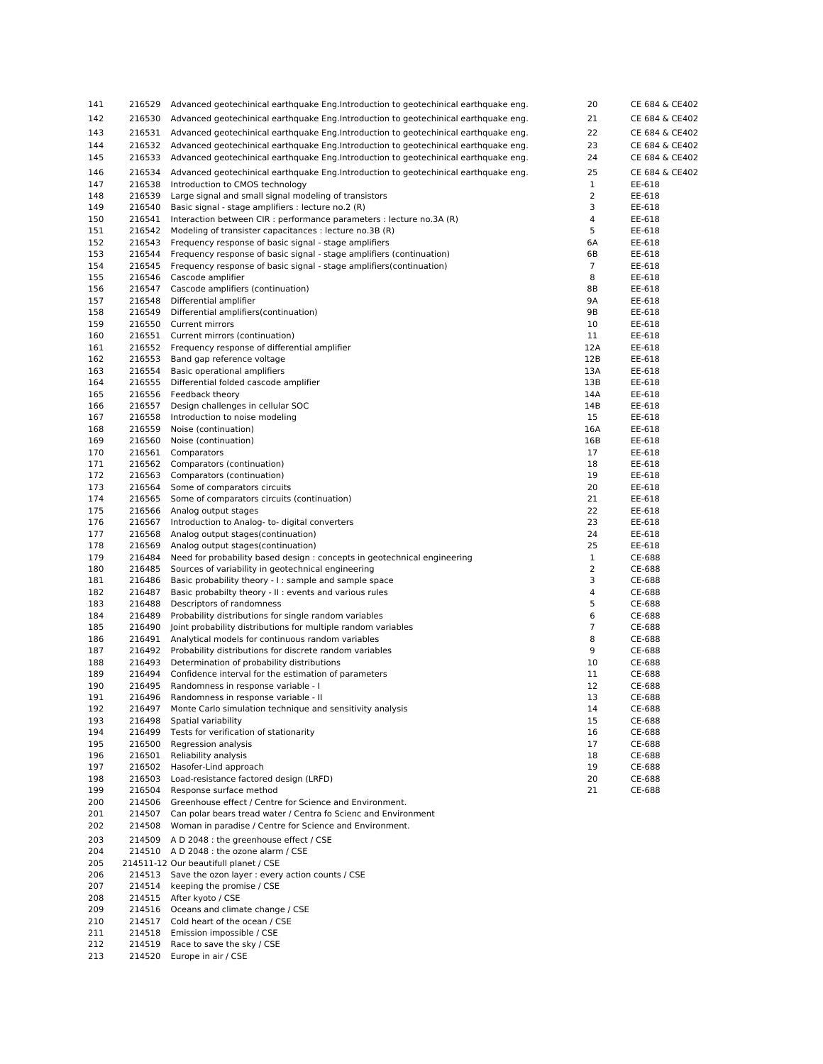| | | | | |
|---|---|---|---|---|
| 141 | 216529 | Advanced geotechinical earthquake Eng.Introduction to geotechinical earthquake eng. | 20 | CE 684 & CE402 |
| 142 | 216530 | Advanced geotechinical earthquake Eng.Introduction to geotechinical earthquake eng. | 21 | CE 684 & CE402 |
| 143 | 216531 | Advanced geotechinical earthquake Eng.Introduction to geotechinical earthquake eng. | 22 | CE 684 & CE402 |
| 144 | 216532 | Advanced geotechinical earthquake Eng.Introduction to geotechinical earthquake eng. | 23 | CE 684 & CE402 |
| 145 | 216533 | Advanced geotechinical earthquake Eng.Introduction to geotechinical earthquake eng. | 24 | CE 684 & CE402 |
| 146 | 216534 | Advanced geotechinical earthquake Eng.Introduction to geotechinical earthquake eng. | 25 | CE 684 & CE402 |
| 147 | 216538 | Introduction to CMOS technology | 1 | EE-618 |
| 148 | 216539 | Large signal and small signal modeling of transistors | 2 | EE-618 |
| 149 | 216540 | Basic signal - stage amplifiers : lecture no.2 (R) | 3 | EE-618 |
| 150 | 216541 | Interaction between CIR : performance parameters : lecture no.3A (R) | 4 | EE-618 |
| 151 | 216542 | Modeling of transister capacitances : lecture no.3B (R) | 5 | EE-618 |
| 152 | 216543 | Frequency response of basic signal - stage amplifiers | 6A | EE-618 |
| 153 | 216544 | Frequency response of basic signal - stage amplifiers (continuation) | 6B | EE-618 |
| 154 | 216545 | Frequency response of basic signal - stage amplifiers(continuation) | 7 | EE-618 |
| 155 | 216546 | Cascode amplifier | 8 | EE-618 |
| 156 | 216547 | Cascode amplifiers (continuation) | 8B | EE-618 |
| 157 | 216548 | Differential amplifier | 9A | EE-618 |
| 158 | 216549 | Differential amplifiers(continuation) | 9B | EE-618 |
| 159 | 216550 | Current mirrors | 10 | EE-618 |
| 160 | 216551 | Current mirrors (continuation) | 11 | EE-618 |
| 161 | 216552 | Frequency response of differential amplifier | 12A | EE-618 |
| 162 | 216553 | Band gap reference voltage | 12B | EE-618 |
| 163 | 216554 | Basic operational amplifiers | 13A | EE-618 |
| 164 | 216555 | Differential folded cascode amplifier | 13B | EE-618 |
| 165 | 216556 | Feedback theory | 14A | EE-618 |
| 166 | 216557 | Design challenges in cellular SOC | 14B | EE-618 |
| 167 | 216558 | Introduction to noise modeling | 15 | EE-618 |
| 168 | 216559 | Noise (continuation) | 16A | EE-618 |
| 169 | 216560 | Noise (continuation) | 16B | EE-618 |
| 170 | 216561 | Comparators | 17 | EE-618 |
| 171 | 216562 | Comparators (continuation) | 18 | EE-618 |
| 172 | 216563 | Comparators (continuation) | 19 | EE-618 |
| 173 | 216564 | Some of comparators circuits | 20 | EE-618 |
| 174 | 216565 | Some of comparators circuits (continuation) | 21 | EE-618 |
| 175 | 216566 | Analog output stages | 22 | EE-618 |
| 176 | 216567 | Introduction to Analog- to- digital converters | 23 | EE-618 |
| 177 | 216568 | Analog output stages(continuation) | 24 | EE-618 |
| 178 | 216569 | Analog output stages(continuation) | 25 | EE-618 |
| 179 | 216484 | Need for probability based design : concepts in geotechnical engineering | 1 | CE-688 |
| 180 | 216485 | Sources of variability in geotechnical engineering | 2 | CE-688 |
| 181 | 216486 | Basic probability theory - I : sample and sample space | 3 | CE-688 |
| 182 | 216487 | Basic probabilty theory - II : events and various rules | 4 | CE-688 |
| 183 | 216488 | Descriptors of randomness | 5 | CE-688 |
| 184 | 216489 | Probability distributions for single random variables | 6 | CE-688 |
| 185 | 216490 | Joint probability distributions for multiple random variables | 7 | CE-688 |
| 186 | 216491 | Analytical models for continuous random variables | 8 | CE-688 |
| 187 | 216492 | Probability distributions for discrete random variables | 9 | CE-688 |
| 188 | 216493 | Determination of probability distributions | 10 | CE-688 |
| 189 | 216494 | Confidence interval for the estimation of parameters | 11 | CE-688 |
| 190 | 216495 | Randomness in response variable - I | 12 | CE-688 |
| 191 | 216496 | Randomness in response variable - II | 13 | CE-688 |
| 192 | 216497 | Monte Carlo simulation technique and sensitivity analysis | 14 | CE-688 |
| 193 | 216498 | Spatial variability | 15 | CE-688 |
| 194 | 216499 | Tests for verification of stationarity | 16 | CE-688 |
| 195 | 216500 | Regression analysis | 17 | CE-688 |
| 196 | 216501 | Reliability analysis | 18 | CE-688 |
| 197 | 216502 | Hasofer-Lind approach | 19 | CE-688 |
| 198 | 216503 | Load-resistance factored design (LRFD) | 20 | CE-688 |
| 199 | 216504 | Response surface method | 21 | CE-688 |
| 200 | 214506 | Greenhouse effect / Centre for Science and Environment. | | |
| 201 | 214507 | Can polar bears tread water / Centra fo Scienc and Environment | | |
| 202 | 214508 | Woman in paradise / Centre for Science and Environment. | | |
| 203 | 214509 | A D 2048 : the greenhouse effect / CSE | | |
| 204 | 214510 | A D 2048 : the ozone alarm / CSE | | |
| 205 | 214511-12 | Our beautifull planet / CSE | | |
| 206 | 214513 | Save the ozon layer : every action counts / CSE | | |
| 207 | 214514 | keeping the promise / CSE | | |
| 208 | 214515 | After kyoto / CSE | | |
| 209 | 214516 | Oceans and climate change / CSE | | |
| 210 | 214517 | Cold heart of the ocean / CSE | | |
| 211 | 214518 | Emission impossible / CSE | | |
| 212 | 214519 | Race to save the sky / CSE | | |
| 213 | 214520 | Europe in air / CSE | | |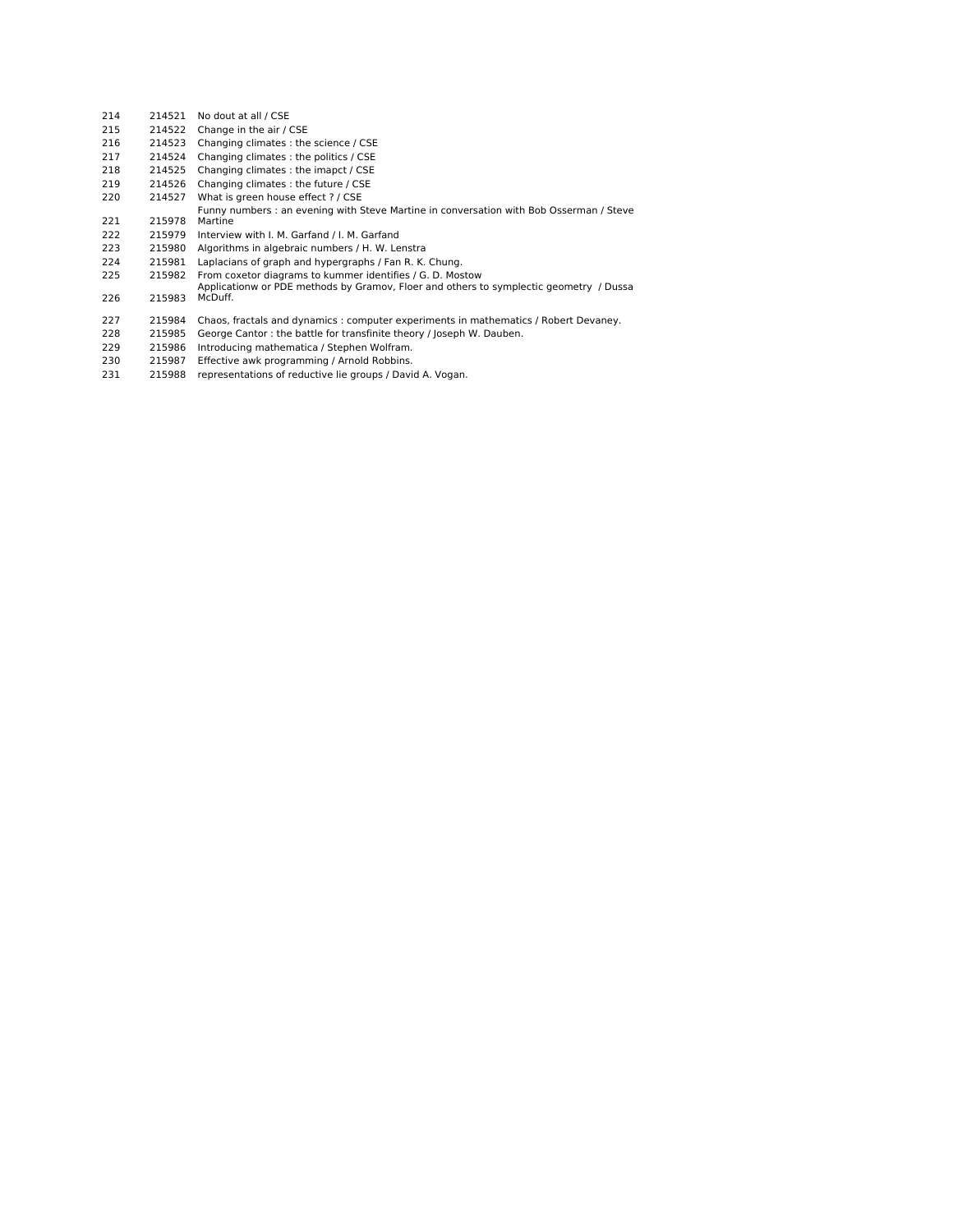| | | |
|---|---|---|
| 214 | 214521 | No dout at all / CSE |
| 215 | 214522 | Change in the air / CSE |
| 216 | 214523 | Changing climates : the science / CSE |
| 217 | 214524 | Changing climates : the politics / CSE |
| 218 | 214525 | Changing climates : the imapct / CSE |
| 219 | 214526 | Changing climates : the future / CSE |
| 220 | 214527 | What is green house effect ? / CSE |
| 221 | 215978 | Funny numbers : an evening with Steve Martine in conversation with Bob Osserman / Steve Martine |
| 222 | 215979 | Interview with I. M. Garfand / I. M. Garfand |
| 223 | 215980 | Algorithms in algebraic numbers / H. W. Lenstra |
| 224 | 215981 | Laplacians of graph and hypergraphs / Fan R. K. Chung. |
| 225 | 215982 | From coxetor diagrams to kummer identifies / G. D. Mostow |
| 226 | 215983 | Applicationw or PDE methods by Gramov, Floer and others to symplectic geometry / Dussa McDuff. |
| 227 | 215984 | Chaos, fractals and dynamics : computer experiments in mathematics / Robert Devaney. |
| 228 | 215985 | George Cantor : the battle for transfinite theory / Joseph W. Dauben. |
| 229 | 215986 | Introducing mathematica / Stephen Wolfram. |
| 230 | 215987 | Effective awk programming / Arnold Robbins. |
| 231 | 215988 | representations of reductive lie groups / David A. Vogan. |